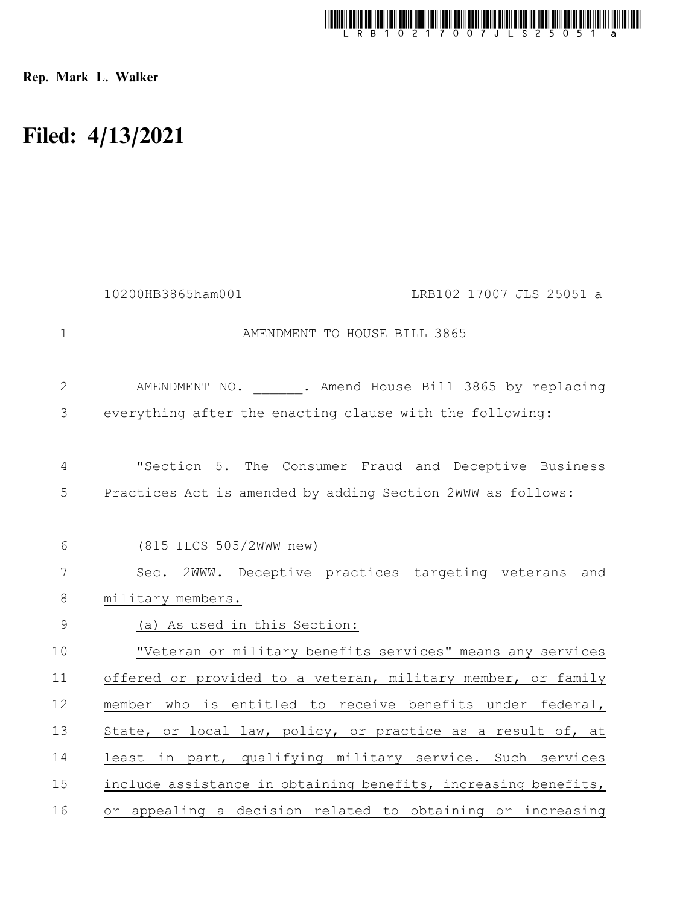Rep. Mark L. Walker

# Filed: 4/13/2021

10200HB3865ham001 LRB102 17007 JLS 25051 a

AMENDMENT TO HOUSE BILL 3865

AMENDMENT NO. ______. Amend House Bill 3865 by replacing everything after the enacting clause with the following:

"Section 5. The Consumer Fraud and Deceptive Business Practices Act is amended by adding Section 2WWW as follows:

(815 ILCS 505/2WWW new)

Sec. 2WWW. Deceptive practices targeting veterans and military members.

(a) As used in this Section:

"Veteran or military benefits services" means any services offered or provided to a veteran, military member, or family member who is entitled to receive benefits under federal, State, or local law, policy, or practice as a result of, at least in part, qualifying military service. Such services include assistance in obtaining benefits, increasing benefits, or appealing a decision related to obtaining or increasing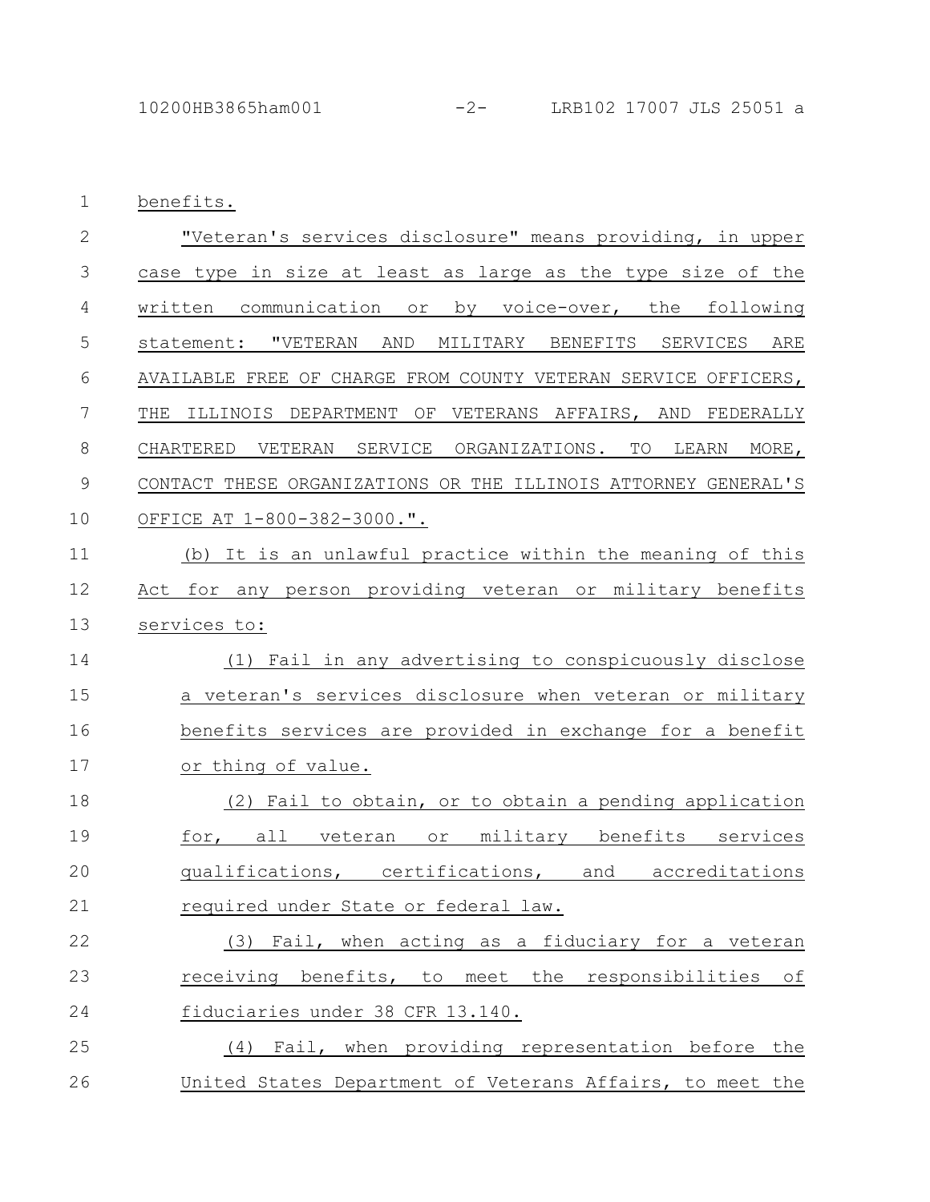benefits.

"Veteran's services disclosure" means providing, in upper case type in size at least as large as the type size of the written communication or by voice-over, the following statement: "VETERAN AND MILITARY BENEFITS SERVICES ARE AVAILABLE FREE OF CHARGE FROM COUNTY VETERAN SERVICE OFFICERS, THE ILLINOIS DEPARTMENT OF VETERANS AFFAIRS, AND FEDERALLY CHARTERED VETERAN SERVICE ORGANIZATIONS. TO LEARN MORE, CONTACT THESE ORGANIZATIONS OR THE ILLINOIS ATTORNEY GENERAL'S OFFICE AT 1-800-382-3000.".

(b) It is an unlawful practice within the meaning of this Act for any person providing veteran or military benefits services to:

(1) Fail in any advertising to conspicuously disclose a veteran's services disclosure when veteran or military benefits services are provided in exchange for a benefit or thing of value.

(2) Fail to obtain, or to obtain a pending application for, all veteran or military benefits services qualifications, certifications, and accreditations required under State or federal law.

(3) Fail, when acting as a fiduciary for a veteran receiving benefits, to meet the responsibilities of fiduciaries under 38 CFR 13.140.

(4) Fail, when providing representation before the United States Department of Veterans Affairs, to meet the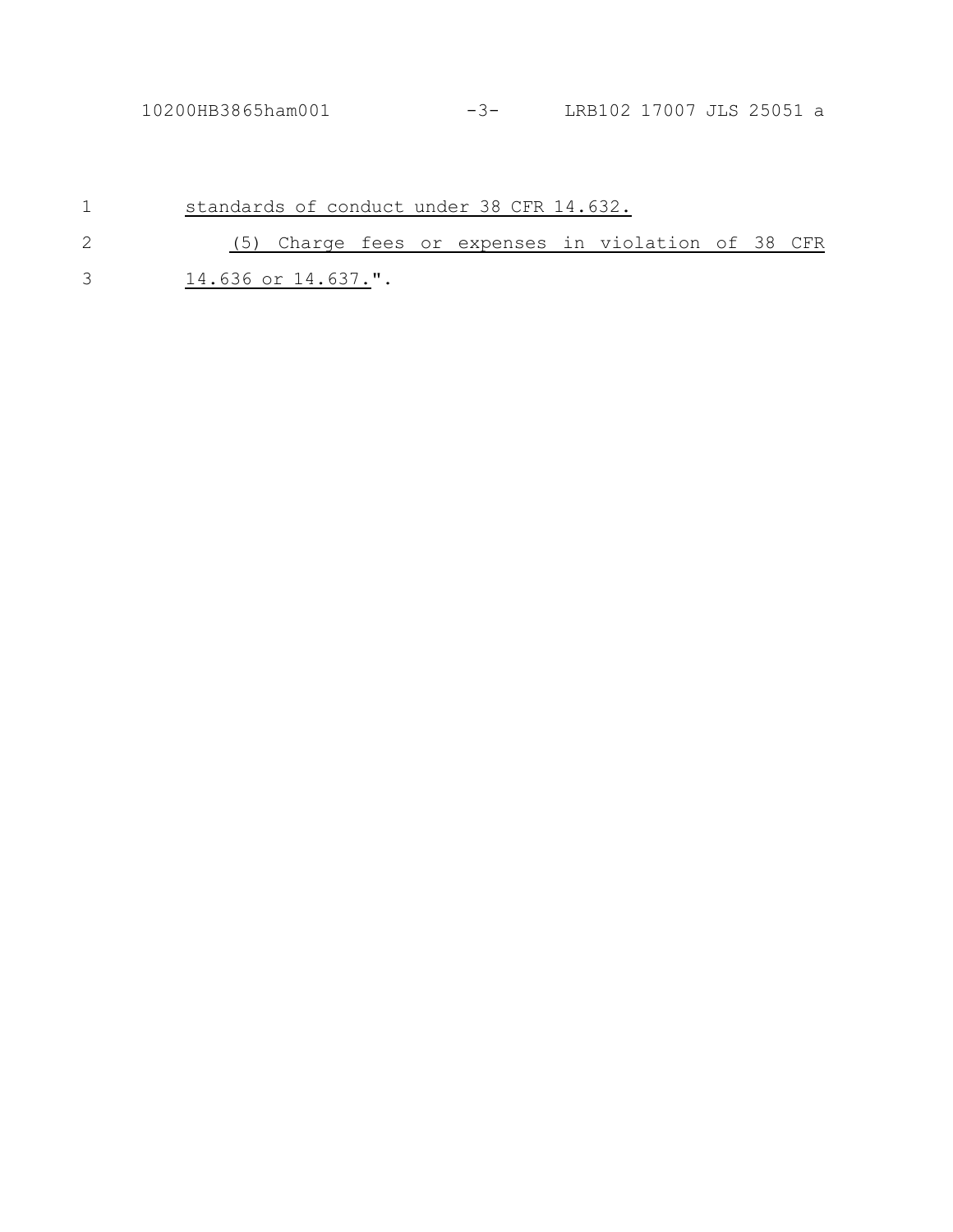standards of conduct under 38 CFR 14.632.

(5) Charge fees or expenses in violation of 38 CFR 14.636 or 14.637.".